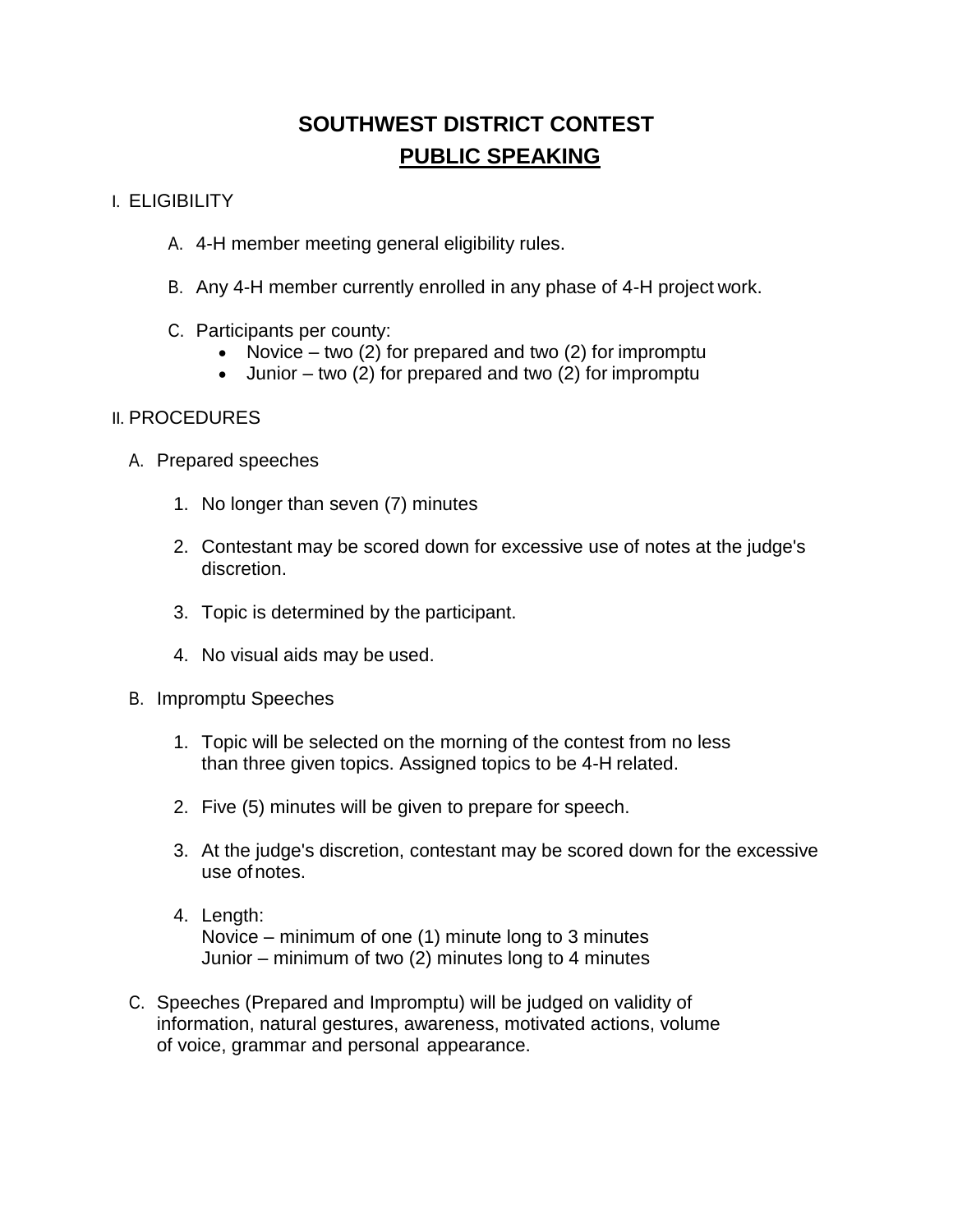# SOUTHWEST DISTRICT CONTEST

## PUBLIC SPEAKING

I. ELIGIBILITY

A. 4-H member meeting general eligibility rules.

B. Any 4-H member currently enrolled in any phase of 4-H project work.

C. Participants per county:

- Novice – two (2) for prepared and two (2) for impromptu
- Junior – two (2) for prepared and two (2) for impromptu

II. PROCEDURES

A. Prepared speeches

1. No longer than seven (7) minutes
2. Contestant may be scored down for excessive use of notes at the judge's discretion.
3. Topic is determined by the participant.
4. No visual aids may be used.

B. Impromptu Speeches

1. Topic will be selected on the morning of the contest from no less than three given topics. Assigned topics to be 4-H related.
2. Five (5) minutes will be given to prepare for speech.
3. At the judge's discretion, contestant may be scored down for the excessive use of notes.
4. Length:
   Novice – minimum of one (1) minute long to 3 minutes
   Junior – minimum of two (2) minutes long to 4 minutes

C. Speeches (Prepared and Impromptu) will be judged on validity of information, natural gestures, awareness, motivated actions, volume of voice, grammar and personal appearance.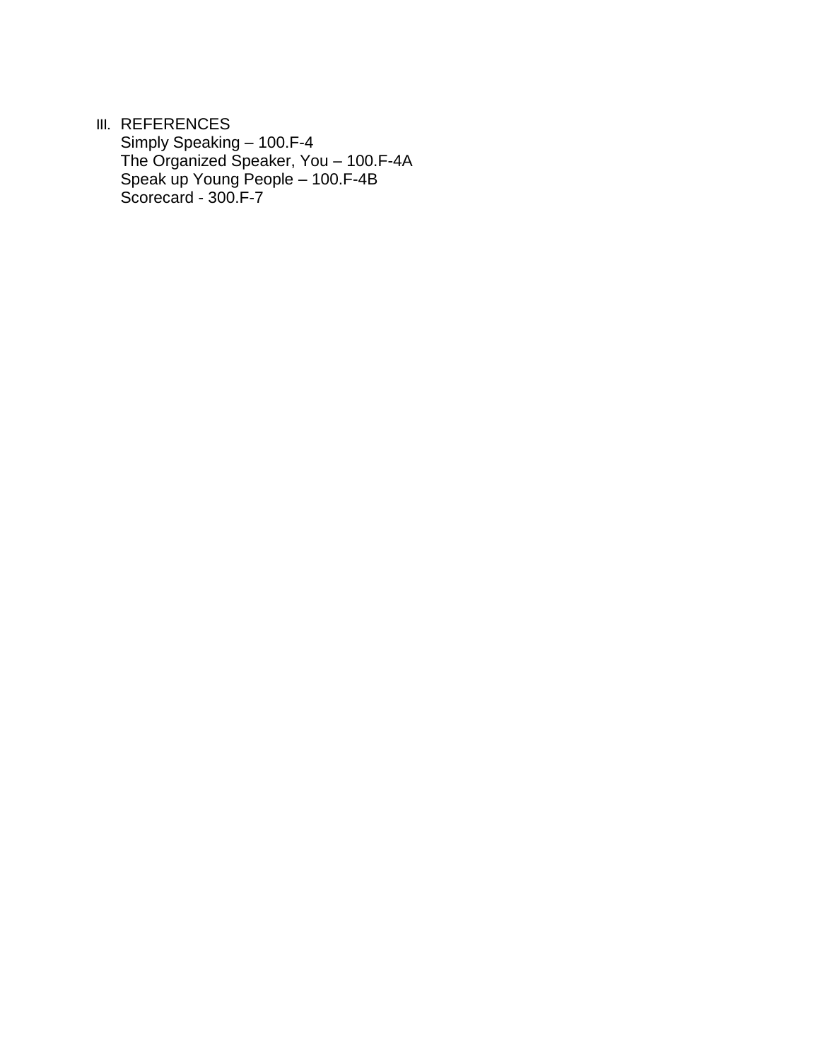III. REFERENCES

Simply Speaking – 100.F-4
The Organized Speaker, You – 100.F-4A
Speak up Young People – 100.F-4B
Scorecard - 300.F-7